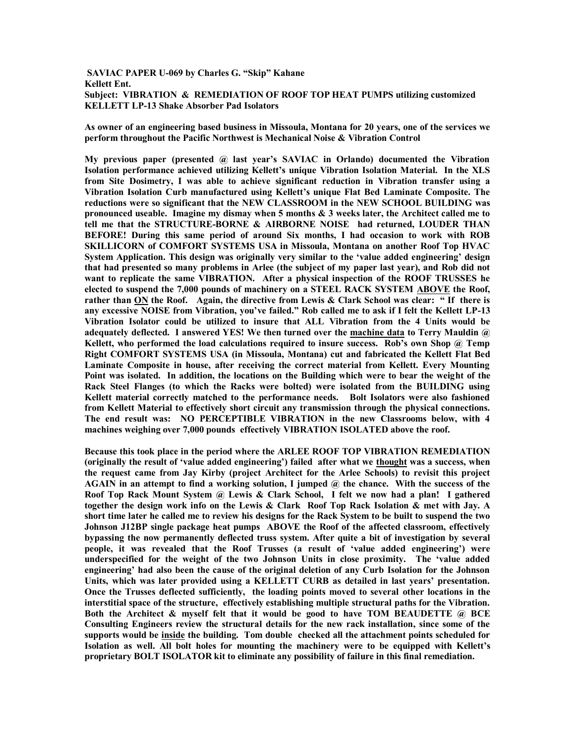**SAVIAC PAPER U-069 by Charles G. "Skip" Kahane**
**Kellett Ent.**
**Subject: VIBRATION & REMEDIATION OF ROOF TOP HEAT PUMPS utilizing customized KELLETT LP-13 Shake Absorber Pad Isolators**

**As owner of an engineering based business in Missoula, Montana for 20 years, one of the services we perform throughout the Pacific Northwest is Mechanical Noise & Vibration Control**

**My previous paper (presented @ last year's SAVIAC in Orlando) documented the Vibration Isolation performance achieved utilizing Kellett's unique Vibration Isolation Material. In the XLS from Site Dosimetry, I was able to achieve significant reduction in Vibration transfer using a Vibration Isolation Curb manufactured using Kellett's unique Flat Bed Laminate Composite. The reductions were so significant that the NEW CLASSROOM in the NEW SCHOOL BUILDING was pronounced useable. Imagine my dismay when 5 months & 3 weeks later, the Architect called me to tell me that the STRUCTURE-BORNE & AIRBORNE NOISE had returned, LOUDER THAN BEFORE! During this same period of around Six months, I had occasion to work with ROB SKILLICORN of COMFORT SYSTEMS USA in Missoula, Montana on another Roof Top HVAC System Application. This design was originally very similar to the 'value added engineering' design that had presented so many problems in Arlee (the subject of my paper last year), and Rob did not want to replicate the same VIBRATION. After a physical inspection of the ROOF TRUSSES he elected to suspend the 7,000 pounds of machinery on a STEEL RACK SYSTEM <u>ABOVE</u> the Roof, rather than <u>ON</u> the Roof. Again, the directive from Lewis & Clark School was clear: " If there is any excessive NOISE from Vibration, you've failed." Rob called me to ask if I felt the Kellett LP-13 Vibration Isolator could be utilized to insure that ALL Vibration from the 4 Units would be adequately deflected. I answered YES! We then turned over the <u>machine data</u> to Terry Mauldin @ Kellett, who performed the load calculations required to insure success. Rob's own Shop @ Temp Right COMFORT SYSTEMS USA (in Missoula, Montana) cut and fabricated the Kellett Flat Bed Laminate Composite in house, after receiving the correct material from Kellett. Every Mounting Point was isolated. In addition, the locations on the Building which were to bear the weight of the Rack Steel Flanges (to which the Racks were bolted) were isolated from the BUILDING using Kellett material correctly matched to the performance needs. Bolt Isolators were also fashioned from Kellett Material to effectively short circuit any transmission through the physical connections. The end result was: NO PERCEPTIBLE VIBRATION in the new Classrooms below, with 4 machines weighing over 7,000 pounds effectively VIBRATION ISOLATED above the roof.**

**Because this took place in the period where the ARLEE ROOF TOP VIBRATION REMEDIATION (originally the result of 'value added engineering') failed after what we <u>thought</u> was a success, when the request came from Jay Kirby (project Architect for the Arlee Schools) to revisit this project AGAIN in an attempt to find a working solution, I jumped @ the chance. With the success of the Roof Top Rack Mount System @ Lewis & Clark School, I felt we now had a plan! I gathered together the design work info on the Lewis & Clark Roof Top Rack Isolation & met with Jay. A short time later he called me to review his designs for the Rack System to be built to suspend the two Johnson J12BP single package heat pumps ABOVE the Roof of the affected classroom, effectively bypassing the now permanently deflected truss system. After quite a bit of investigation by several people, it was revealed that the Roof Trusses (a result of 'value added engineering') were underspecified for the weight of the two Johnson Units in close proximity. The 'value added engineering' had also been the cause of the original deletion of any Curb Isolation for the Johnson Units, which was later provided using a KELLETT CURB as detailed in last years' presentation. Once the Trusses deflected sufficiently, the loading points moved to several other locations in the interstitial space of the structure, effectively establishing multiple structural paths for the Vibration. Both the Architect & myself felt that it would be good to have TOM BEAUDETTE @ BCE Consulting Engineers review the structural details for the new rack installation, since some of the supports would be <u>inside</u> the building. Tom double checked all the attachment points scheduled for Isolation as well. All bolt holes for mounting the machinery were to be equipped with Kellett's proprietary BOLT ISOLATOR kit to eliminate any possibility of failure in this final remediation.**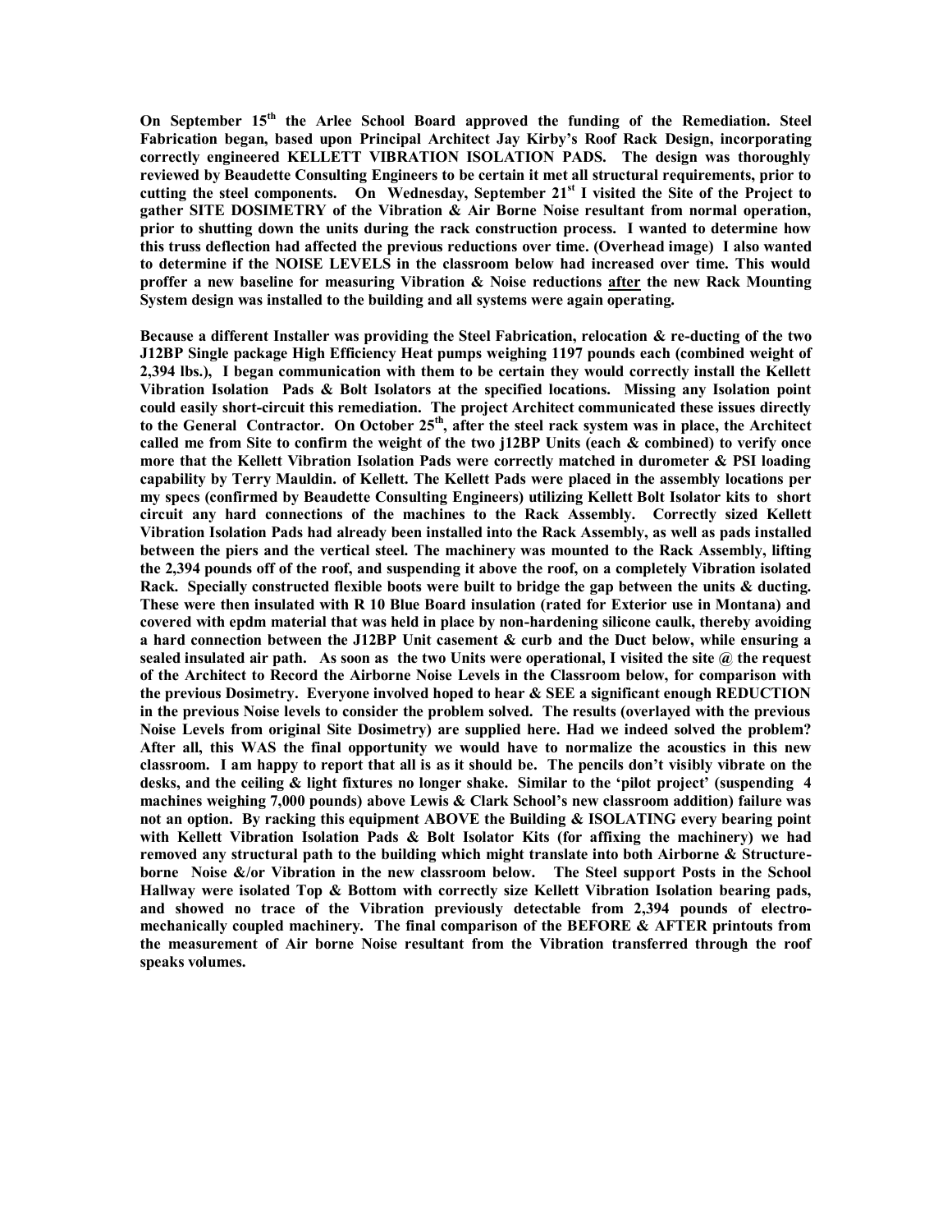**On September 15th the Arlee School Board approved the funding of the Remediation. Steel Fabrication began, based upon Principal Architect Jay Kirby's Roof Rack Design, incorporating correctly engineered KELLETT VIBRATION ISOLATION PADS. The design was thoroughly reviewed by Beaudette Consulting Engineers to be certain it met all structural requirements, prior to cutting the steel components. On Wednesday, September 21st I visited the Site of the Project to gather SITE DOSIMETRY of the Vibration & Air Borne Noise resultant from normal operation, prior to shutting down the units during the rack construction process. I wanted to determine how this truss deflection had affected the previous reductions over time. (Overhead image) I also wanted to determine if the NOISE LEVELS in the classroom below had increased over time. This would proffer a new baseline for measuring Vibration & Noise reductions <u>after</u> the new Rack Mounting System design was installed to the building and all systems were again operating.**

**Because a different Installer was providing the Steel Fabrication, relocation & re-ducting of the two J12BP Single package High Efficiency Heat pumps weighing 1197 pounds each (combined weight of 2,394 lbs.), I began communication with them to be certain they would correctly install the Kellett Vibration Isolation Pads & Bolt Isolators at the specified locations. Missing any Isolation point could easily short-circuit this remediation. The project Architect communicated these issues directly to the General Contractor. On October 25th, after the steel rack system was in place, the Architect called me from Site to confirm the weight of the two j12BP Units (each & combined) to verify once more that the Kellett Vibration Isolation Pads were correctly matched in durometer & PSI loading capability by Terry Mauldin. of Kellett. The Kellett Pads were placed in the assembly locations per my specs (confirmed by Beaudette Consulting Engineers) utilizing Kellett Bolt Isolator kits to short circuit any hard connections of the machines to the Rack Assembly. Correctly sized Kellett Vibration Isolation Pads had already been installed into the Rack Assembly, as well as pads installed between the piers and the vertical steel. The machinery was mounted to the Rack Assembly, lifting the 2,394 pounds off of the roof, and suspending it above the roof, on a completely Vibration isolated Rack. Specially constructed flexible boots were built to bridge the gap between the units & ducting. These were then insulated with R 10 Blue Board insulation (rated for Exterior use in Montana) and covered with epdm material that was held in place by non-hardening silicone caulk, thereby avoiding a hard connection between the J12BP Unit casement & curb and the Duct below, while ensuring a sealed insulated air path. As soon as the two Units were operational, I visited the site @ the request of the Architect to Record the Airborne Noise Levels in the Classroom below, for comparison with the previous Dosimetry. Everyone involved hoped to hear & SEE a significant enough REDUCTION in the previous Noise levels to consider the problem solved. The results (overlayed with the previous Noise Levels from original Site Dosimetry) are supplied here. Had we indeed solved the problem? After all, this WAS the final opportunity we would have to normalize the acoustics in this new classroom. I am happy to report that all is as it should be. The pencils don't visibly vibrate on the desks, and the ceiling & light fixtures no longer shake. Similar to the 'pilot project' (suspending 4 machines weighing 7,000 pounds) above Lewis & Clark School's new classroom addition) failure was not an option. By racking this equipment ABOVE the Building & ISOLATING every bearing point with Kellett Vibration Isolation Pads & Bolt Isolator Kits (for affixing the machinery) we had removed any structural path to the building which might translate into both Airborne & Structure-borne Noise &/or Vibration in the new classroom below. The Steel support Posts in the School Hallway were isolated Top & Bottom with correctly size Kellett Vibration Isolation bearing pads, and showed no trace of the Vibration previously detectable from 2,394 pounds of electro-mechanically coupled machinery. The final comparison of the BEFORE & AFTER printouts from the measurement of Air borne Noise resultant from the Vibration transferred through the roof speaks volumes.**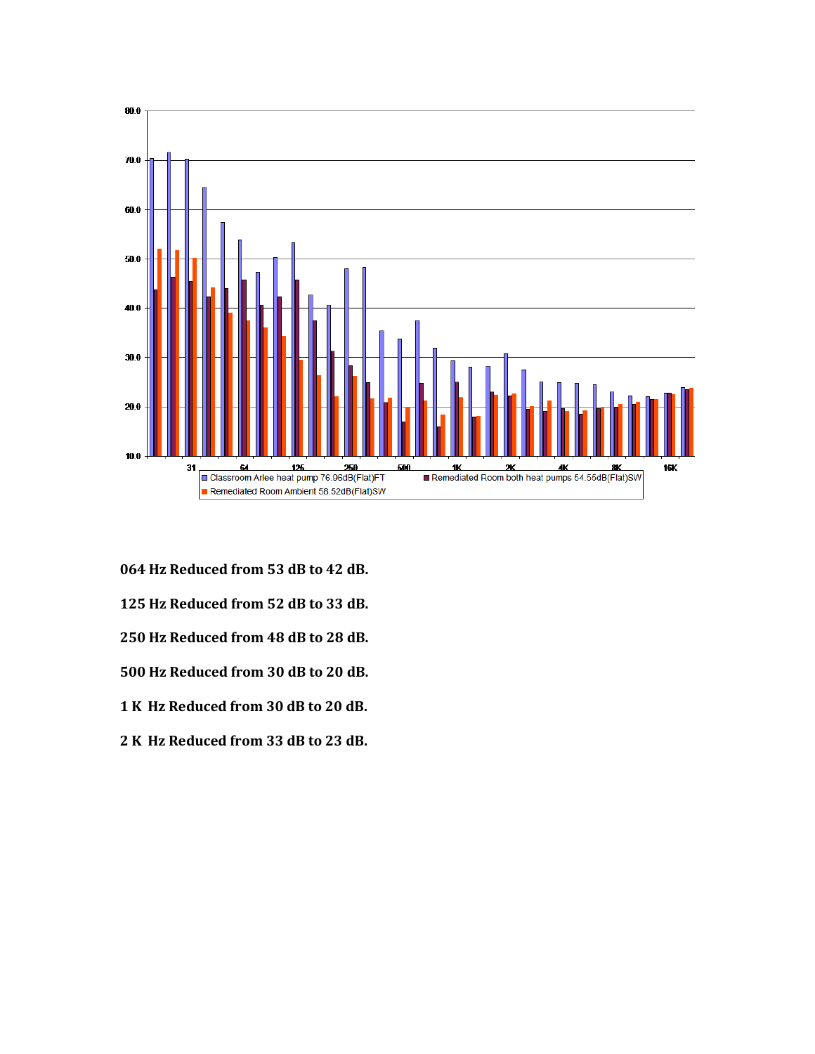064 Hz Reduced from 53 dB to 42 dB.

125 Hz Reduced from 52 dB to 33 dB.

250 Hz Reduced from 48 dB to 28 dB.

500 Hz Reduced from 30 dB to 20 dB.

1 K  Hz Reduced from 30 dB to 20 dB.

2 K  Hz Reduced from 33 dB to 23 dB.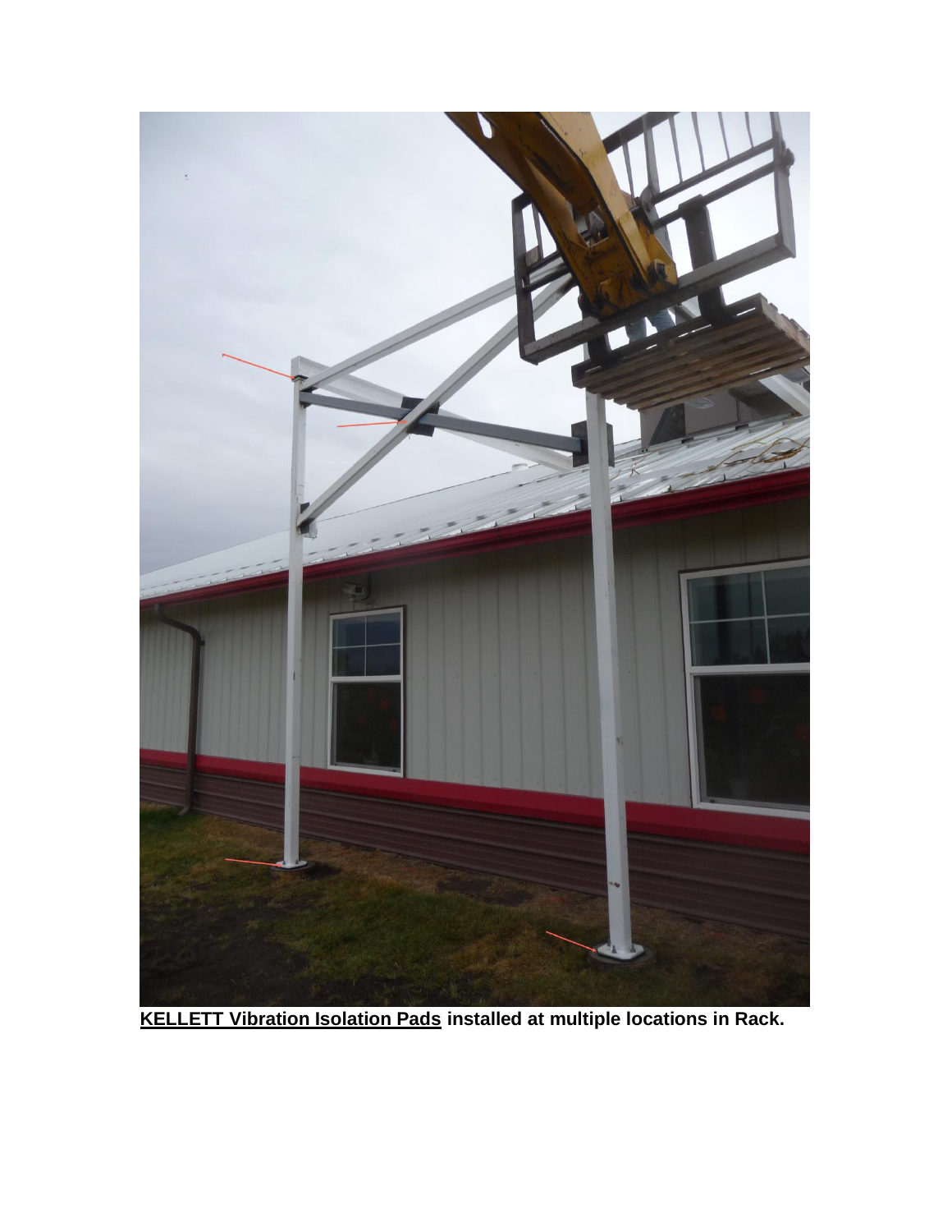**KELLETT Vibration Isolation Pads** installed at multiple locations in Rack.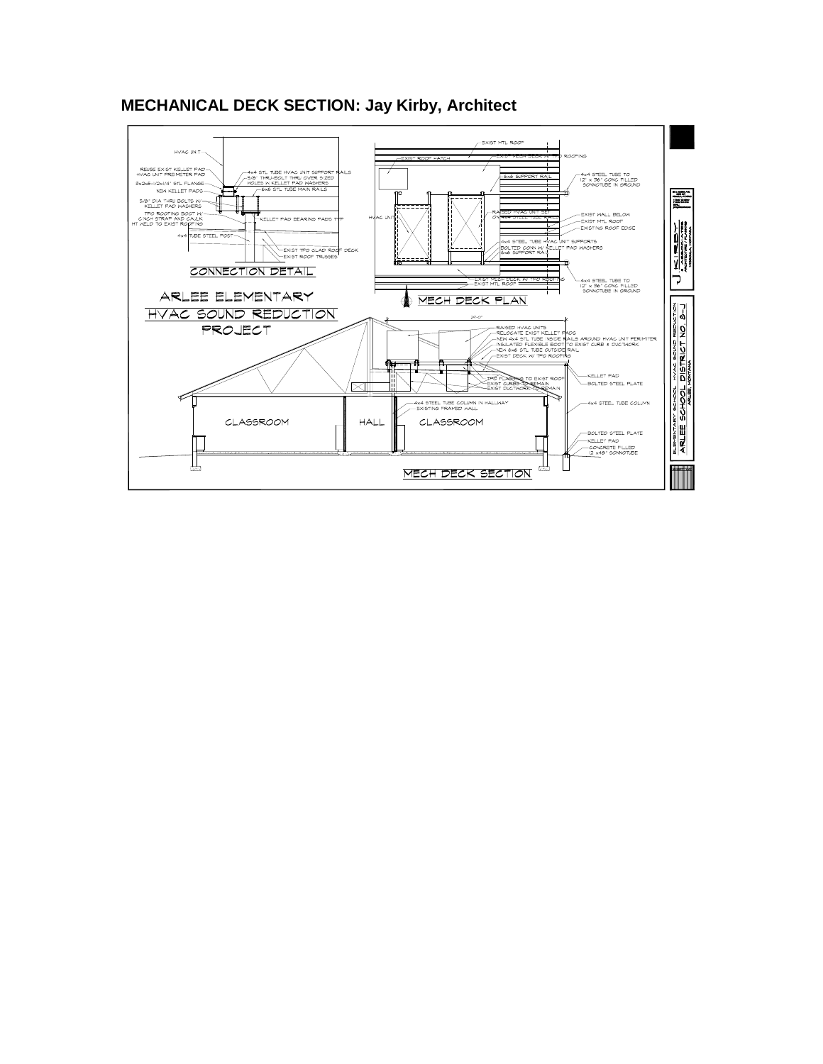## MECHANICAL DECK SECTION: Jay Kirby, Architect

HVAC UNIT
REUSE EXIST KELLET PAD-HVAC UNIT PREIMETER PAD
3x2x5-1/2x1/4" STL FLANGE
NEW KELLET PADS
5/8" DIA THRU BOLTS W/ KELLET PAD WASHERS
TPO ROOFING BOOT W/ CINCH STRAP AND CAULK HT WELD TO EXIST ROOFING
4x4 TUBE STEEL POST
4x4 STL TUBE HVAC UNIT SUPPORT RAILS
5/8" THRU-BOLT THRU OVER SIZED HOLES & KELLET PAD WASHERS
6x6 STL TUBE MAIN RAILS
KELLET PAD BEARING PADS TYP
EXIST TPO CLAD ROOF DECK
EXIST ROOF TRUSSES

CONNECTION DETAIL

EXIST MTL ROOF
EXIST ROOF HATCH
EXIST MECH DECK W/ TPO ROOFING
6x6 SUPPORT RAIL
4x4 STEEL TUBE TO 12" x 36" CONC FILLED SONNOTUBE IN GROUND
HVAC UNIT
RAISED HVAC UNIT SET ON 4x4 STEEL TUBE RAILS
EXIST WALL BELOW
EXIST MTL ROOF
EXISTING ROOF EDGE
4x4 STEEL TUBE HVAC UNIT SUPPORTS
BOLTED CONN W/ KELLET PAD WASHERS
6x6 SUPPORT RAIL
EXIST MECH DECK W/ TPO ROOFING
EXIST MTL ROOF
4x4 STEEL TUBE TO 12" x 36" CONC FILLED SONNOTUBE IN GROUND

MECH DECK PLAN

ARLEE ELEMENTARY
HVAC SOUND REDUCTION
PROJECT

24'-0"
RAISED HVAC UNITS
RELOCATE EXIST KELLET PADS
NEW 4x4 STL TUBE INSIDE RAILS AROUND HVAC UNIT PERIMITER
INSULATED FLEXIBLE BOOT TO EXIST CURB & DUCTWORK
NEW 6x6 STL TUBE OUTSIDE RAIL
EXIST DECK W/ TPO ROOFING
KELLET PAD
BOLTED STEEL PLATE
TPO FLASHING TO EXIST ROOF
EXIST CURBS TO REMAIN
EXIST DUCTWORK TO REMAIN
4x4 STEEL TUBE COLUMN IN HALLWAY
EXISTING FRAMED WALL
4x4 STEEL TUBE COLUMN
CLASSROOM
HALL
CLASSROOM
BOLTED STEEL PLATE
KELLET PAD
CONCRETE FILLED 12"x48" SONNOTUBE

MECH DECK SECTION

J. KIRBY & ASSOCIATES
ELEMENTARY SCHOOL HVAC SOUND REDUCTION
ARLEE SCHOOL DISTRICT NO. 8-J
ARLEE, MONTANA